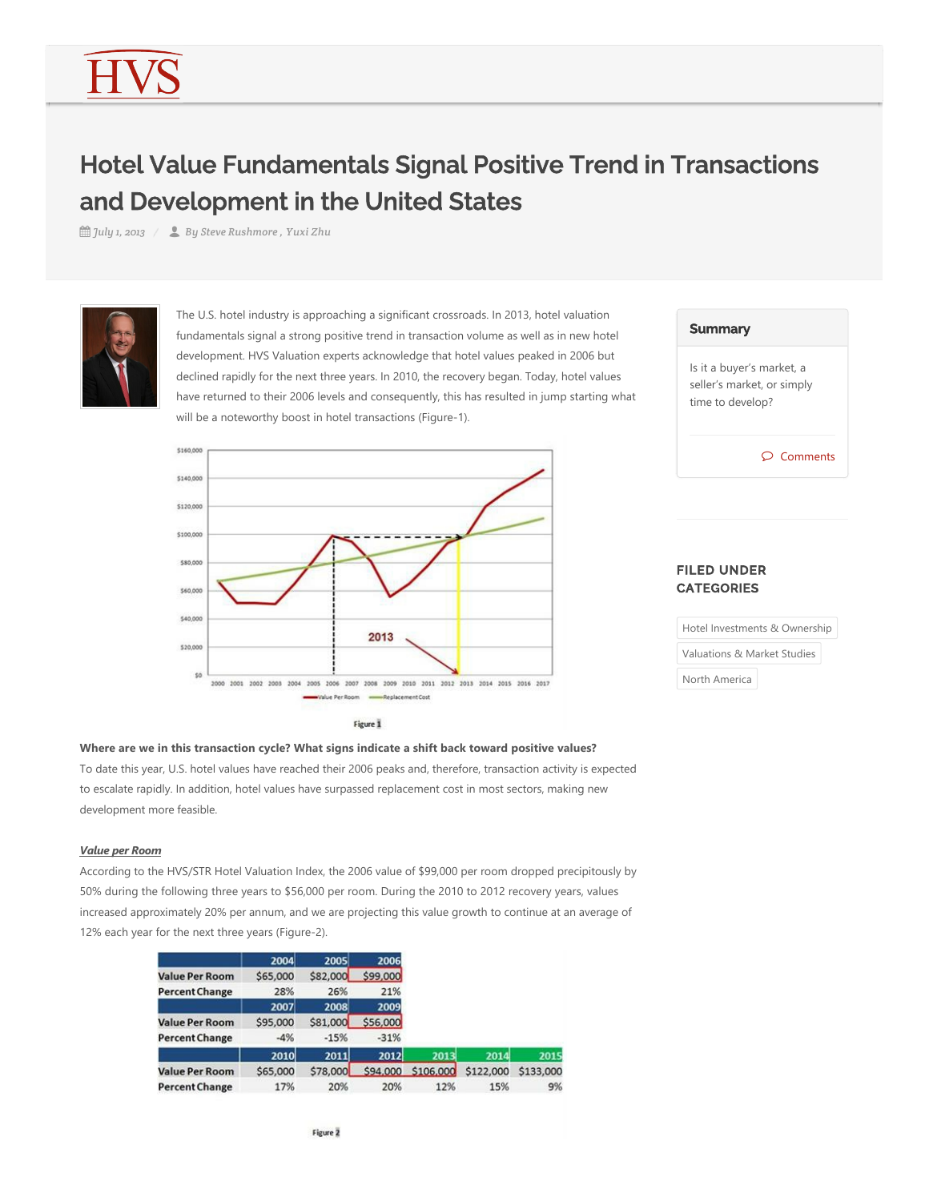# Hotel Value Fundamentals Signal Positive Trend in Transactions and Development in the United States

July 1, 2013 / By Steve Rushmore , Yuxi Zhu

The U.S. hotel industry is approaching a significant crossroads. In 2013, hotel valuation fundamentals signal a strong positive trend in transaction volume as well as in new hotel development. HVS Valuation experts acknowledge that hotel values peaked in 2006 but declined rapidly for the next three years. In 2010, the recovery began. Today, hotel values have returned to their 2006 levels and consequently, this has resulted in jump starting what will be a noteworthy boost in hotel transactions (Figure-1).

Figure 1

**Where are we in this transaction cycle? What signs indicate a shift back toward positive values?**

To date this year, U.S. hotel values have reached their 2006 peaks and, therefore, transaction activity is expected to escalate rapidly. In addition, hotel values have surpassed replacement cost in most sectors, making new development more feasible.

***Value per Room***

According to the HVS/STR Hotel Valuation Index, the 2006 value of $99,000 per room dropped precipitously by 50% during the following three years to $56,000 per room. During the 2010 to 2012 recovery years, values increased approximately 20% per annum, and we are projecting this value growth to continue at an average of 12% each year for the next three years (Figure-2).

| | 2004 | 2005 | 2006 |
|---|---|---|---|
| Value Per Room | $65,000 | $82,000 | $99,000 |
| Percent Change | 28% | 26% | 21% |

| | 2007 | 2008 | 2009 |
|---|---|---|---|
| Value Per Room | $95,000 | $81,000 | $56,000 |
| Percent Change | -4% | -15% | -31% |

| | 2010 | 2011 | 2012 | 2013 | 2014 | 2015 |
|---|---|---|---|---|---|---|
| Value Per Room | $65,000 | $78,000 | $94,000 | $106,000 | $122,000 | $133,000 |
| Percent Change | 17% | 20% | 20% | 12% | 15% | 9% |

Figure 2

**Summary**

Is it a buyer's market, a seller's market, or simply time to develop?

Comments

**FILED UNDER CATEGORIES**

Hotel Investments & Ownership

Valuations & Market Studies

North America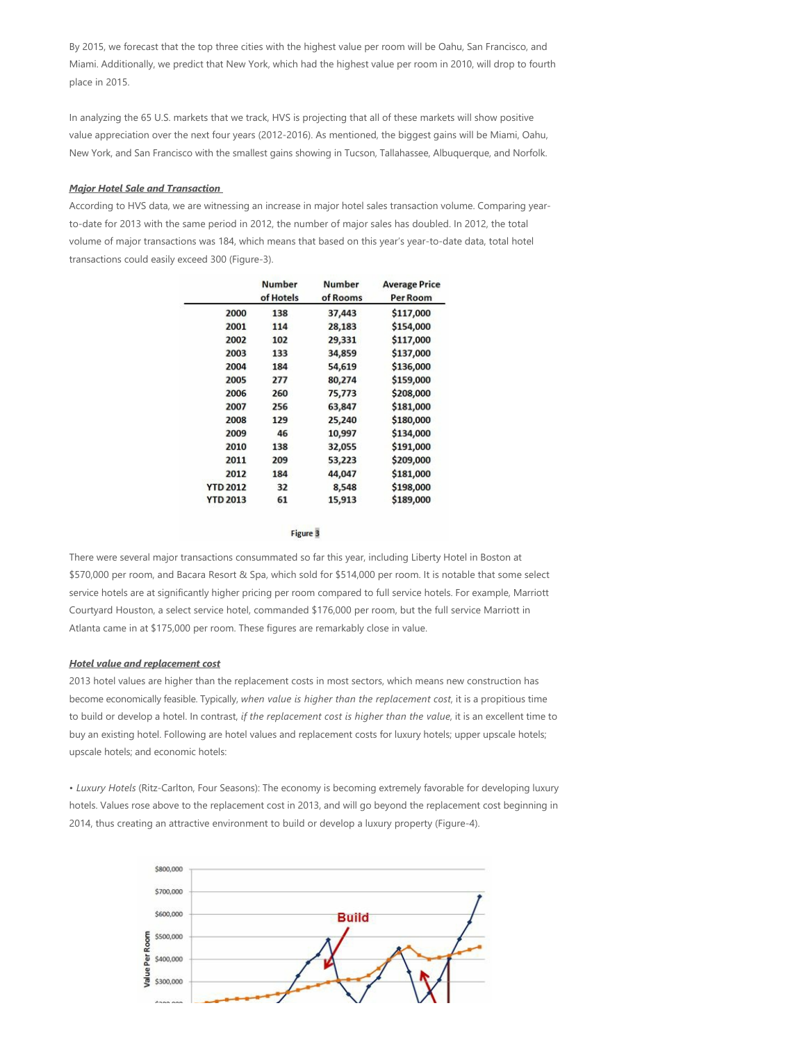By 2015, we forecast that the top three cities with the highest value per room will be Oahu, San Francisco, and Miami. Additionally, we predict that New York, which had the highest value per room in 2010, will drop to fourth place in 2015.

In analyzing the 65 U.S. markets that we track, HVS is projecting that all of these markets will show positive value appreciation over the next four years (2012-2016). As mentioned, the biggest gains will be Miami, Oahu, New York, and San Francisco with the smallest gains showing in Tucson, Tallahassee, Albuquerque, and Norfolk.

***Major Hotel Sale and Transaction***

According to HVS data, we are witnessing an increase in major hotel sales transaction volume. Comparing year-to-date for 2013 with the same period in 2012, the number of major sales has doubled. In 2012, the total volume of major transactions was 184, which means that based on this year's year-to-date data, total hotel transactions could easily exceed 300 (Figure-3).

| | Number of Hotels | Number of Rooms | Average Price Per Room |
|---|---|---|---|
| 2000 | 138 | 37,443 | $117,000 |
| 2001 | 114 | 28,183 | $154,000 |
| 2002 | 102 | 29,331 | $117,000 |
| 2003 | 133 | 34,859 | $137,000 |
| 2004 | 184 | 54,619 | $136,000 |
| 2005 | 277 | 80,274 | $159,000 |
| 2006 | 260 | 75,773 | $208,000 |
| 2007 | 256 | 63,847 | $181,000 |
| 2008 | 129 | 25,240 | $180,000 |
| 2009 | 46 | 10,997 | $134,000 |
| 2010 | 138 | 32,055 | $191,000 |
| 2011 | 209 | 53,223 | $209,000 |
| 2012 | 184 | 44,047 | $181,000 |
| YTD 2012 | 32 | 8,548 | $198,000 |
| YTD 2013 | 61 | 15,913 | $189,000 |

Figure 3

There were several major transactions consummated so far this year, including Liberty Hotel in Boston at $570,000 per room, and Bacara Resort & Spa, which sold for $514,000 per room. It is notable that some select service hotels are at significantly higher pricing per room compared to full service hotels. For example, Marriott Courtyard Houston, a select service hotel, commanded $176,000 per room, but the full service Marriott in Atlanta came in at $175,000 per room. These figures are remarkably close in value.

***Hotel value and replacement cost***

2013 hotel values are higher than the replacement costs in most sectors, which means new construction has become economically feasible. Typically, *when value is higher than the replacement cost*, it is a propitious time to build or develop a hotel. In contrast, *if the replacement cost is higher than the value*, it is an excellent time to buy an existing hotel. Following are hotel values and replacement costs for luxury hotels; upper upscale hotels; upscale hotels; and economic hotels:

• *Luxury Hotels* (Ritz-Carlton, Four Seasons): The economy is becoming extremely favorable for developing luxury hotels. Values rose above to the replacement cost in 2013, and will go beyond the replacement cost beginning in 2014, thus creating an attractive environment to build or develop a luxury property (Figure-4).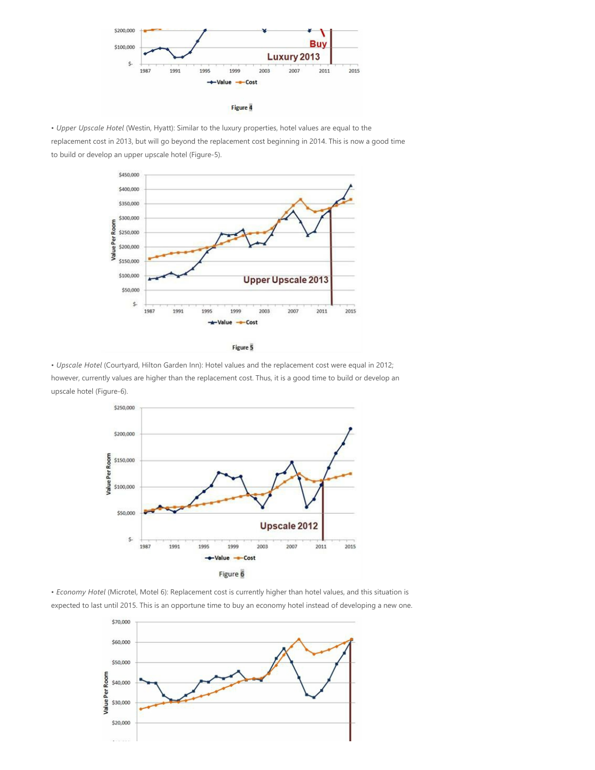Figure 4

- *Upper Upscale Hotel* (Westin, Hyatt): Similar to the luxury properties, hotel values are equal to the replacement cost in 2013, but will go beyond the replacement cost beginning in 2014. This is now a good time to build or develop an upper upscale hotel (Figure-5).

Figure 5

- *Upscale Hotel* (Courtyard, Hilton Garden Inn): Hotel values and the replacement cost were equal in 2012; however, currently values are higher than the replacement cost. Thus, it is a good time to build or develop an upscale hotel (Figure-6).

Figure 6

- *Economy Hotel* (Microtel, Motel 6): Replacement cost is currently higher than hotel values, and this situation is expected to last until 2015. This is an opportune time to buy an economy hotel instead of developing a new one.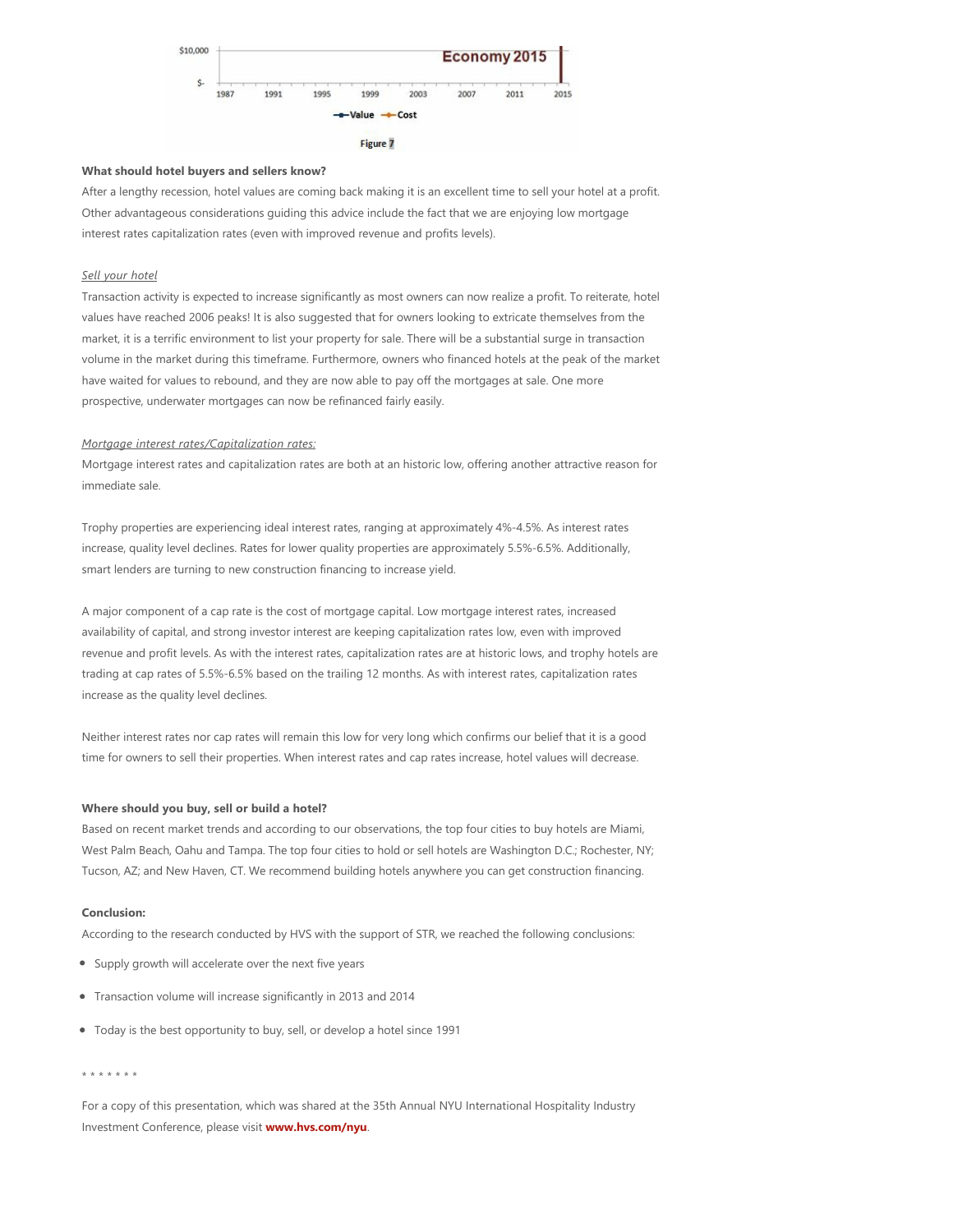Figure 7

**What should hotel buyers and sellers know?**

After a lengthy recession, hotel values are coming back making it is an excellent time to sell your hotel at a profit. Other advantageous considerations guiding this advice include the fact that we are enjoying low mortgage interest rates capitalization rates (even with improved revenue and profits levels).

*Sell your hotel*

Transaction activity is expected to increase significantly as most owners can now realize a profit. To reiterate, hotel values have reached 2006 peaks! It is also suggested that for owners looking to extricate themselves from the market, it is a terrific environment to list your property for sale. There will be a substantial surge in transaction volume in the market during this timeframe. Furthermore, owners who financed hotels at the peak of the market have waited for values to rebound, and they are now able to pay off the mortgages at sale. One more prospective, underwater mortgages can now be refinanced fairly easily.

*Mortgage interest rates/Capitalization rates:*

Mortgage interest rates and capitalization rates are both at an historic low, offering another attractive reason for immediate sale.

Trophy properties are experiencing ideal interest rates, ranging at approximately 4%-4.5%. As interest rates increase, quality level declines. Rates for lower quality properties are approximately 5.5%-6.5%. Additionally, smart lenders are turning to new construction financing to increase yield.

A major component of a cap rate is the cost of mortgage capital. Low mortgage interest rates, increased availability of capital, and strong investor interest are keeping capitalization rates low, even with improved revenue and profit levels. As with the interest rates, capitalization rates are at historic lows, and trophy hotels are trading at cap rates of 5.5%-6.5% based on the trailing 12 months. As with interest rates, capitalization rates increase as the quality level declines.

Neither interest rates nor cap rates will remain this low for very long which confirms our belief that it is a good time for owners to sell their properties. When interest rates and cap rates increase, hotel values will decrease.

**Where should you buy, sell or build a hotel?**

Based on recent market trends and according to our observations, the top four cities to buy hotels are Miami, West Palm Beach, Oahu and Tampa. The top four cities to hold or sell hotels are Washington D.C.; Rochester, NY; Tucson, AZ; and New Haven, CT. We recommend building hotels anywhere you can get construction financing.

**Conclusion:**

According to the research conducted by HVS with the support of STR, we reached the following conclusions:

- Supply growth will accelerate over the next five years
- Transaction volume will increase significantly in 2013 and 2014
- Today is the best opportunity to buy, sell, or develop a hotel since 1991

\* \* \* \* \* \* \*

For a copy of this presentation, which was shared at the 35th Annual NYU International Hospitality Industry Investment Conference, please visit **www.hvs.com/nyu**.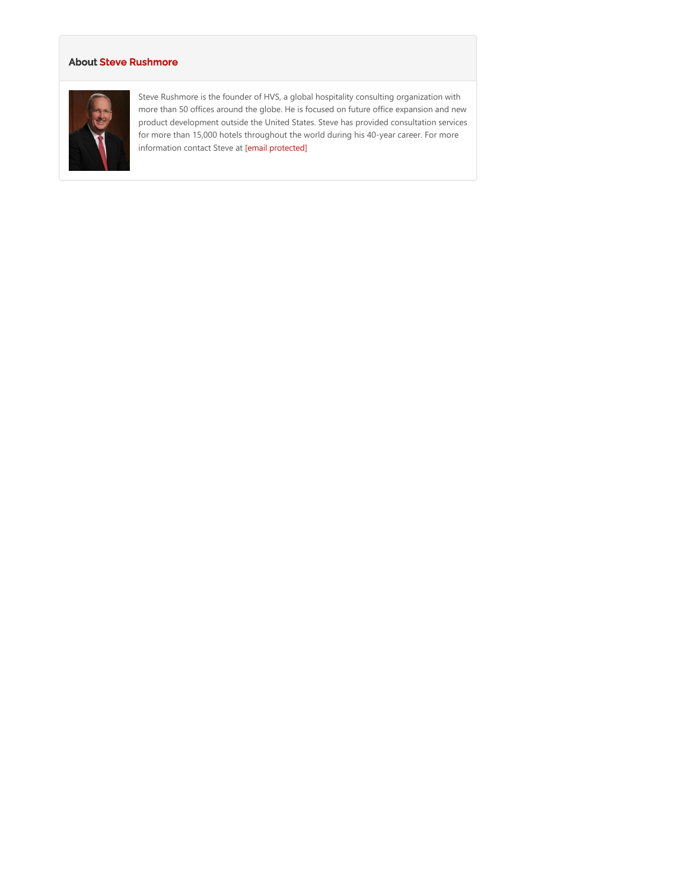### About Steve Rushmore

Steve Rushmore is the founder of HVS, a global hospitality consulting organization with more than 50 offices around the globe. He is focused on future office expansion and new product development outside the United States. Steve has provided consultation services for more than 15,000 hotels throughout the world during his 40-year career. For more information contact Steve at [email protected]